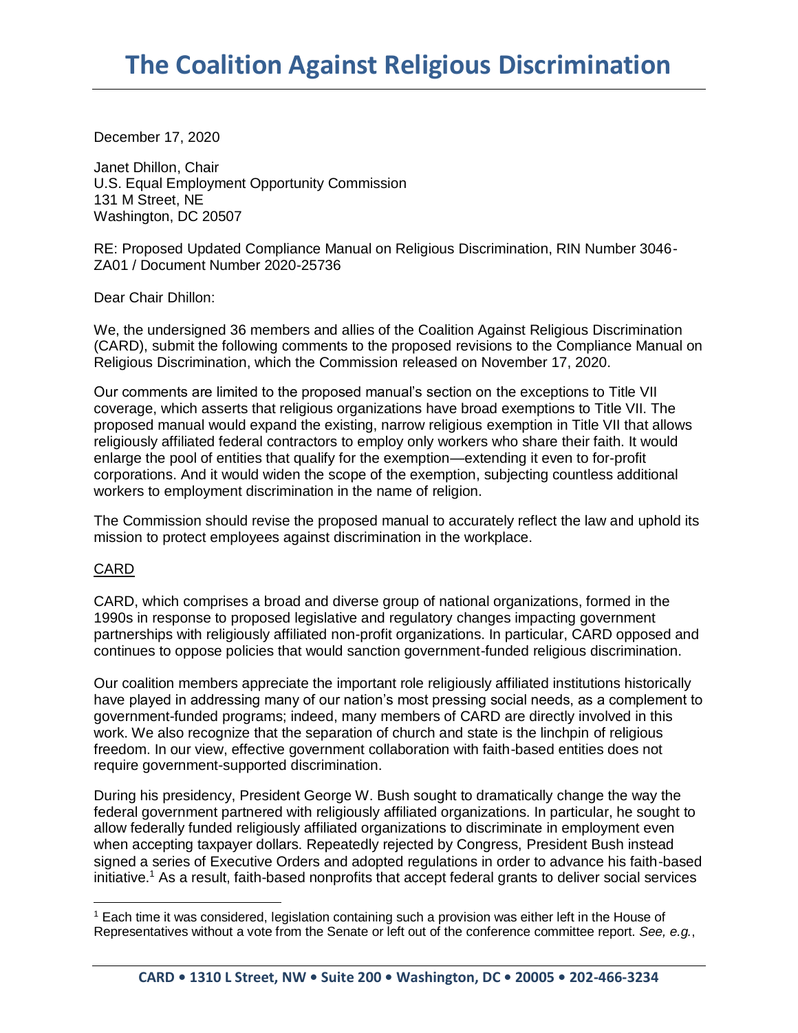# The Coalition Against Religious Discrimination

December 17, 2020

Janet Dhillon, Chair
U.S. Equal Employment Opportunity Commission
131 M Street, NE
Washington, DC 20507

RE: Proposed Updated Compliance Manual on Religious Discrimination, RIN Number 3046-ZA01 / Document Number 2020-25736

Dear Chair Dhillon:

We, the undersigned 36 members and allies of the Coalition Against Religious Discrimination (CARD), submit the following comments to the proposed revisions to the Compliance Manual on Religious Discrimination, which the Commission released on November 17, 2020.

Our comments are limited to the proposed manual's section on the exceptions to Title VII coverage, which asserts that religious organizations have broad exemptions to Title VII. The proposed manual would expand the existing, narrow religious exemption in Title VII that allows religiously affiliated federal contractors to employ only workers who share their faith. It would enlarge the pool of entities that qualify for the exemption—extending it even to for-profit corporations. And it would widen the scope of the exemption, subjecting countless additional workers to employment discrimination in the name of religion.

The Commission should revise the proposed manual to accurately reflect the law and uphold its mission to protect employees against discrimination in the workplace.

<u>CARD</u>

CARD, which comprises a broad and diverse group of national organizations, formed in the 1990s in response to proposed legislative and regulatory changes impacting government partnerships with religiously affiliated non-profit organizations. In particular, CARD opposed and continues to oppose policies that would sanction government-funded religious discrimination.

Our coalition members appreciate the important role religiously affiliated institutions historically have played in addressing many of our nation's most pressing social needs, as a complement to government-funded programs; indeed, many members of CARD are directly involved in this work. We also recognize that the separation of church and state is the linchpin of religious freedom. In our view, effective government collaboration with faith-based entities does not require government-supported discrimination.

During his presidency, President George W. Bush sought to dramatically change the way the federal government partnered with religiously affiliated organizations. In particular, he sought to allow federally funded religiously affiliated organizations to discriminate in employment even when accepting taxpayer dollars. Repeatedly rejected by Congress, President Bush instead signed a series of Executive Orders and adopted regulations in order to advance his faith-based initiative.[1] As a result, faith-based nonprofits that accept federal grants to deliver social services

[1] Each time it was considered, legislation containing such a provision was either left in the House of Representatives without a vote from the Senate or left out of the conference committee report. *See, e.g.*,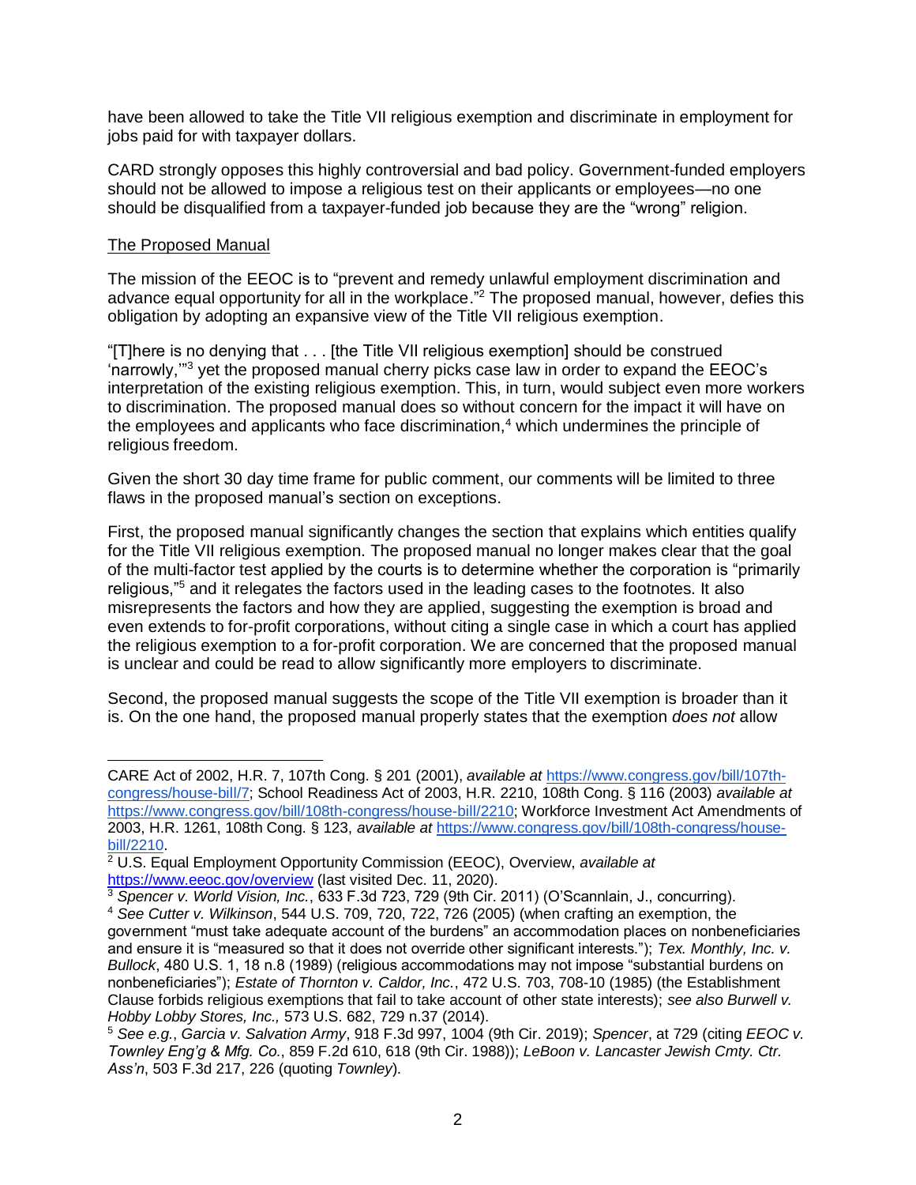have been allowed to take the Title VII religious exemption and discriminate in employment for jobs paid for with taxpayer dollars.

CARD strongly opposes this highly controversial and bad policy. Government-funded employers should not be allowed to impose a religious test on their applicants or employees—no one should be disqualified from a taxpayer-funded job because they are the "wrong" religion.

<u>The Proposed Manual</u>

The mission of the EEOC is to "prevent and remedy unlawful employment discrimination and advance equal opportunity for all in the workplace."[2] The proposed manual, however, defies this obligation by adopting an expansive view of the Title VII religious exemption.

"[T]here is no denying that . . . [the Title VII religious exemption] should be construed 'narrowly,'"[3] yet the proposed manual cherry picks case law in order to expand the EEOC's interpretation of the existing religious exemption. This, in turn, would subject even more workers to discrimination. The proposed manual does so without concern for the impact it will have on the employees and applicants who face discrimination,[4] which undermines the principle of religious freedom.

Given the short 30 day time frame for public comment, our comments will be limited to three flaws in the proposed manual's section on exceptions.

First, the proposed manual significantly changes the section that explains which entities qualify for the Title VII religious exemption. The proposed manual no longer makes clear that the goal of the multi-factor test applied by the courts is to determine whether the corporation is "primarily religious,"[5] and it relegates the factors used in the leading cases to the footnotes. It also misrepresents the factors and how they are applied, suggesting the exemption is broad and even extends to for-profit corporations, without citing a single case in which a court has applied the religious exemption to a for-profit corporation. We are concerned that the proposed manual is unclear and could be read to allow significantly more employers to discriminate.

Second, the proposed manual suggests the scope of the Title VII exemption is broader than it is. On the one hand, the proposed manual properly states that the exemption *does not* allow

---

CARE Act of 2002, H.R. 7, 107th Cong. § 201 (2001), *available at* https://www.congress.gov/bill/107th-congress/house-bill/7; School Readiness Act of 2003, H.R. 2210, 108th Cong. § 116 (2003) *available at* https://www.congress.gov/bill/108th-congress/house-bill/2210; Workforce Investment Act Amendments of 2003, H.R. 1261, 108th Cong. § 123, *available at* https://www.congress.gov/bill/108th-congress/house-bill/2210.

[2] U.S. Equal Employment Opportunity Commission (EEOC), Overview, *available at* https://www.eeoc.gov/overview (last visited Dec. 11, 2020).

[3] *Spencer v. World Vision, Inc.*, 633 F.3d 723, 729 (9th Cir. 2011) (O'Scannlain, J., concurring).

[4] *See Cutter v. Wilkinson*, 544 U.S. 709, 720, 722, 726 (2005) (when crafting an exemption, the government "must take adequate account of the burdens" an accommodation places on nonbeneficiaries and ensure it is "measured so that it does not override other significant interests."); *Tex. Monthly, Inc. v. Bullock*, 480 U.S. 1, 18 n.8 (1989) (religious accommodations may not impose "substantial burdens on nonbeneficiaries"); *Estate of Thornton v. Caldor, Inc.*, 472 U.S. 703, 708-10 (1985) (the Establishment Clause forbids religious exemptions that fail to take account of other state interests); *see also Burwell v. Hobby Lobby Stores, Inc.,* 573 U.S. 682, 729 n.37 (2014).

[5] *See e.g.*, *Garcia v. Salvation Army*, 918 F.3d 997, 1004 (9th Cir. 2019); *Spencer*, at 729 (citing *EEOC v. Townley Eng'g & Mfg. Co.*, 859 F.2d 610, 618 (9th Cir. 1988)); *LeBoon v. Lancaster Jewish Cmty. Ctr. Ass'n*, 503 F.3d 217, 226 (quoting *Townley*).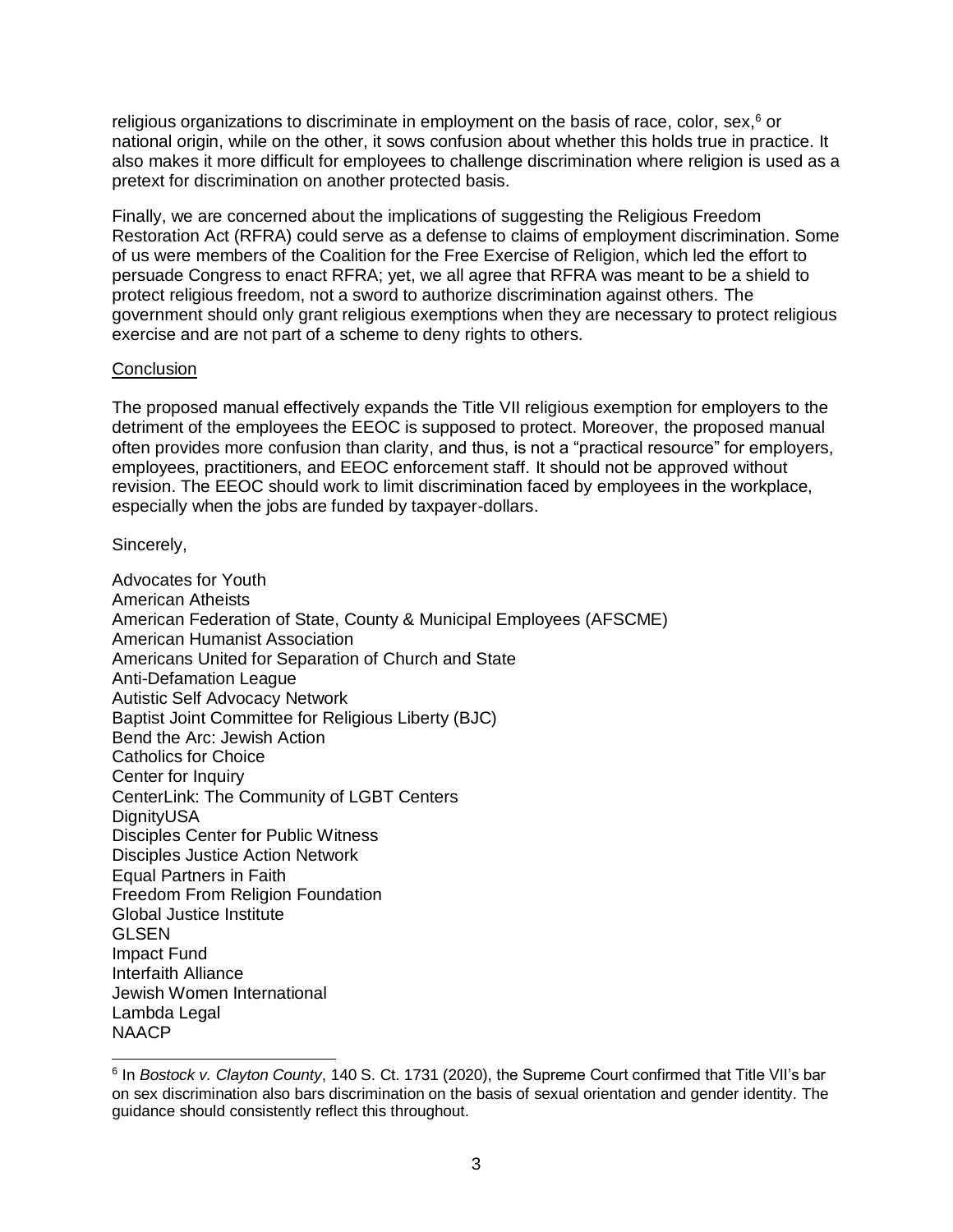religious organizations to discriminate in employment on the basis of race, color, sex,[6] or national origin, while on the other, it sows confusion about whether this holds true in practice. It also makes it more difficult for employees to challenge discrimination where religion is used as a pretext for discrimination on another protected basis.

Finally, we are concerned about the implications of suggesting the Religious Freedom Restoration Act (RFRA) could serve as a defense to claims of employment discrimination. Some of us were members of the Coalition for the Free Exercise of Religion, which led the effort to persuade Congress to enact RFRA; yet, we all agree that RFRA was meant to be a shield to protect religious freedom, not a sword to authorize discrimination against others. The government should only grant religious exemptions when they are necessary to protect religious exercise and are not part of a scheme to deny rights to others.

Conclusion

The proposed manual effectively expands the Title VII religious exemption for employers to the detriment of the employees the EEOC is supposed to protect. Moreover, the proposed manual often provides more confusion than clarity, and thus, is not a "practical resource" for employers, employees, practitioners, and EEOC enforcement staff. It should not be approved without revision. The EEOC should work to limit discrimination faced by employees in the workplace, especially when the jobs are funded by taxpayer-dollars.

Sincerely,

Advocates for Youth
American Atheists
American Federation of State, County & Municipal Employees (AFSCME)
American Humanist Association
Americans United for Separation of Church and State
Anti-Defamation League
Autistic Self Advocacy Network
Baptist Joint Committee for Religious Liberty (BJC)
Bend the Arc: Jewish Action
Catholics for Choice
Center for Inquiry
CenterLink: The Community of LGBT Centers
DignityUSA
Disciples Center for Public Witness
Disciples Justice Action Network
Equal Partners in Faith
Freedom From Religion Foundation
Global Justice Institute
GLSEN
Impact Fund
Interfaith Alliance
Jewish Women International
Lambda Legal
NAACP

[6] In *Bostock v. Clayton County*, 140 S. Ct. 1731 (2020), the Supreme Court confirmed that Title VII's bar on sex discrimination also bars discrimination on the basis of sexual orientation and gender identity. The guidance should consistently reflect this throughout.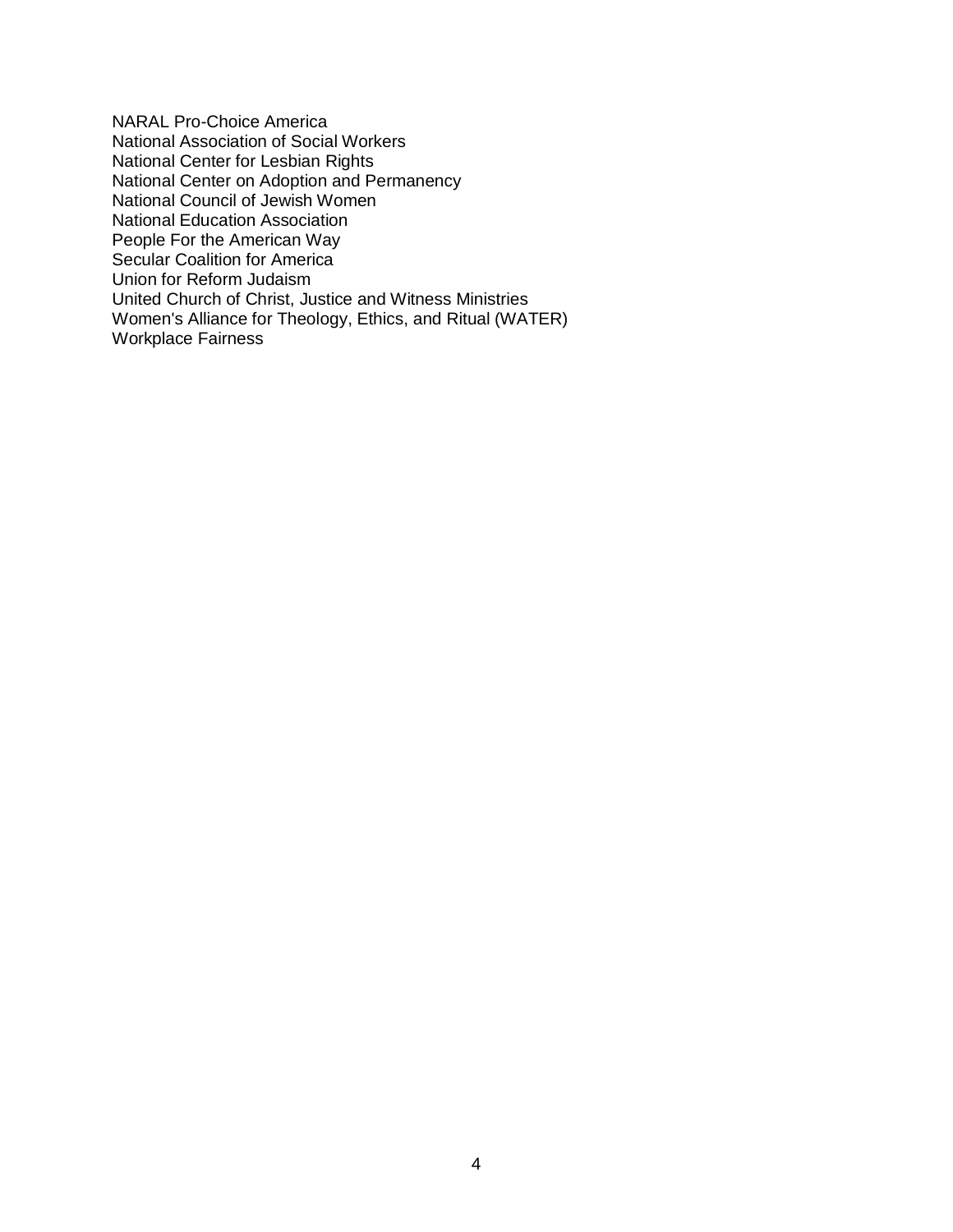NARAL Pro-Choice America
National Association of Social Workers
National Center for Lesbian Rights
National Center on Adoption and Permanency
National Council of Jewish Women
National Education Association
People For the American Way
Secular Coalition for America
Union for Reform Judaism
United Church of Christ, Justice and Witness Ministries
Women's Alliance for Theology, Ethics, and Ritual (WATER)
Workplace Fairness